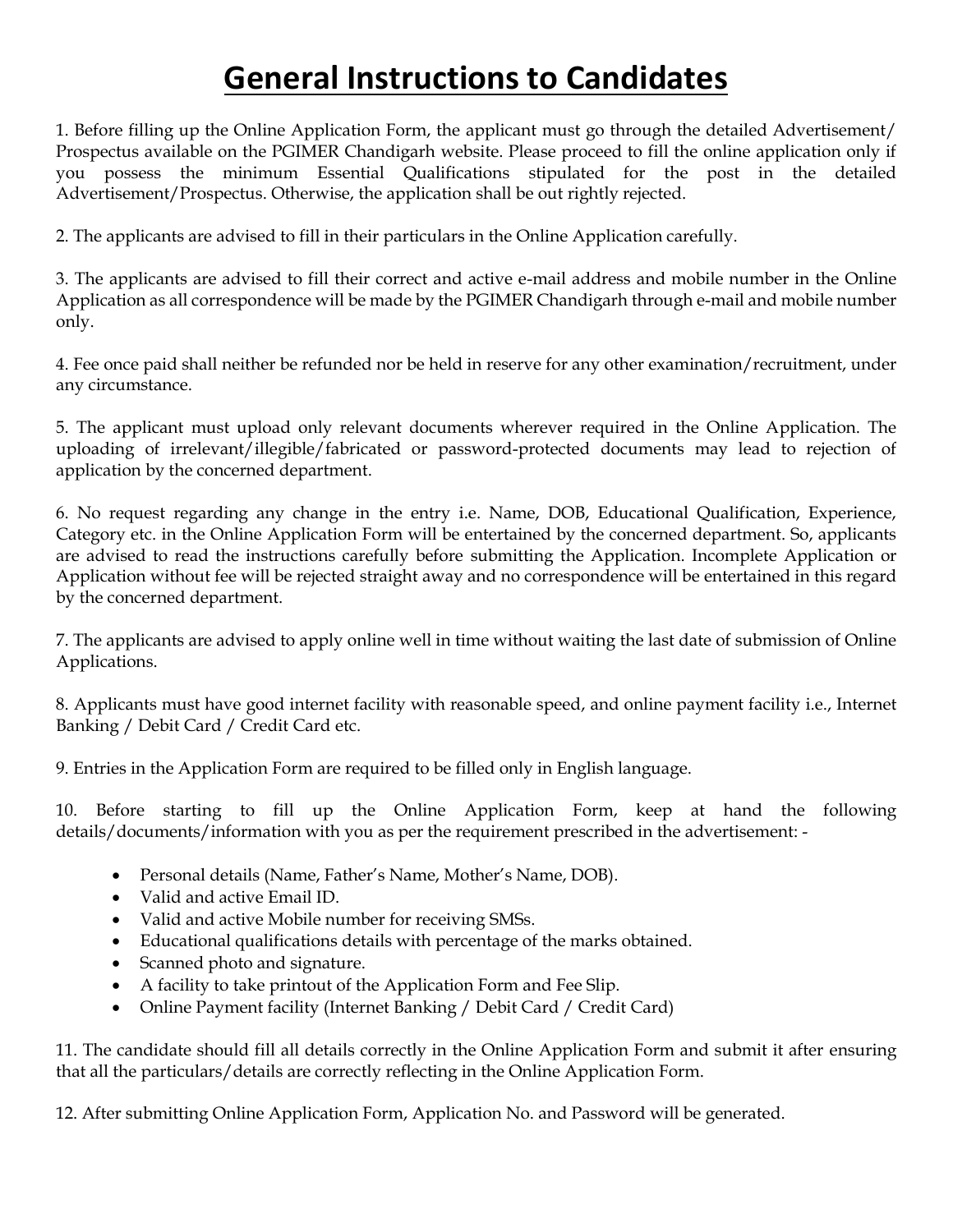# General Instructions to Candidates

1. Before filling up the Online Application Form, the applicant must go through the detailed Advertisement/ Prospectus available on the PGIMER Chandigarh website. Please proceed to fill the online application only if you possess the minimum Essential Qualifications stipulated for the post in the detailed Advertisement/Prospectus. Otherwise, the application shall be out rightly rejected.

2. The applicants are advised to fill in their particulars in the Online Application carefully.

3. The applicants are advised to fill their correct and active e-mail address and mobile number in the Online Application as all correspondence will be made by the PGIMER Chandigarh through e-mail and mobile number only.

4. Fee once paid shall neither be refunded nor be held in reserve for any other examination/recruitment, under any circumstance.

5. The applicant must upload only relevant documents wherever required in the Online Application. The uploading of irrelevant/illegible/fabricated or password-protected documents may lead to rejection of application by the concerned department.

6. No request regarding any change in the entry i.e. Name, DOB, Educational Qualification, Experience, Category etc. in the Online Application Form will be entertained by the concerned department. So, applicants are advised to read the instructions carefully before submitting the Application. Incomplete Application or Application without fee will be rejected straight away and no correspondence will be entertained in this regard by the concerned department.

7. The applicants are advised to apply online well in time without waiting the last date of submission of Online Applications.

8. Applicants must have good internet facility with reasonable speed, and online payment facility i.e., Internet Banking / Debit Card / Credit Card etc.

9. Entries in the Application Form are required to be filled only in English language.

10. Before starting to fill up the Online Application Form, keep at hand the following details/documents/information with you as per the requirement prescribed in the advertisement: -

- Personal details (Name, Father's Name, Mother's Name, DOB).
- Valid and active Email ID.
- Valid and active Mobile number for receiving SMSs.
- Educational qualifications details with percentage of the marks obtained.
- Scanned photo and signature.
- A facility to take printout of the Application Form and Fee Slip.
- Online Payment facility (Internet Banking / Debit Card / Credit Card)

11. The candidate should fill all details correctly in the Online Application Form and submit it after ensuring that all the particulars/details are correctly reflecting in the Online Application Form.

12. After submitting Online Application Form, Application No. and Password will be generated.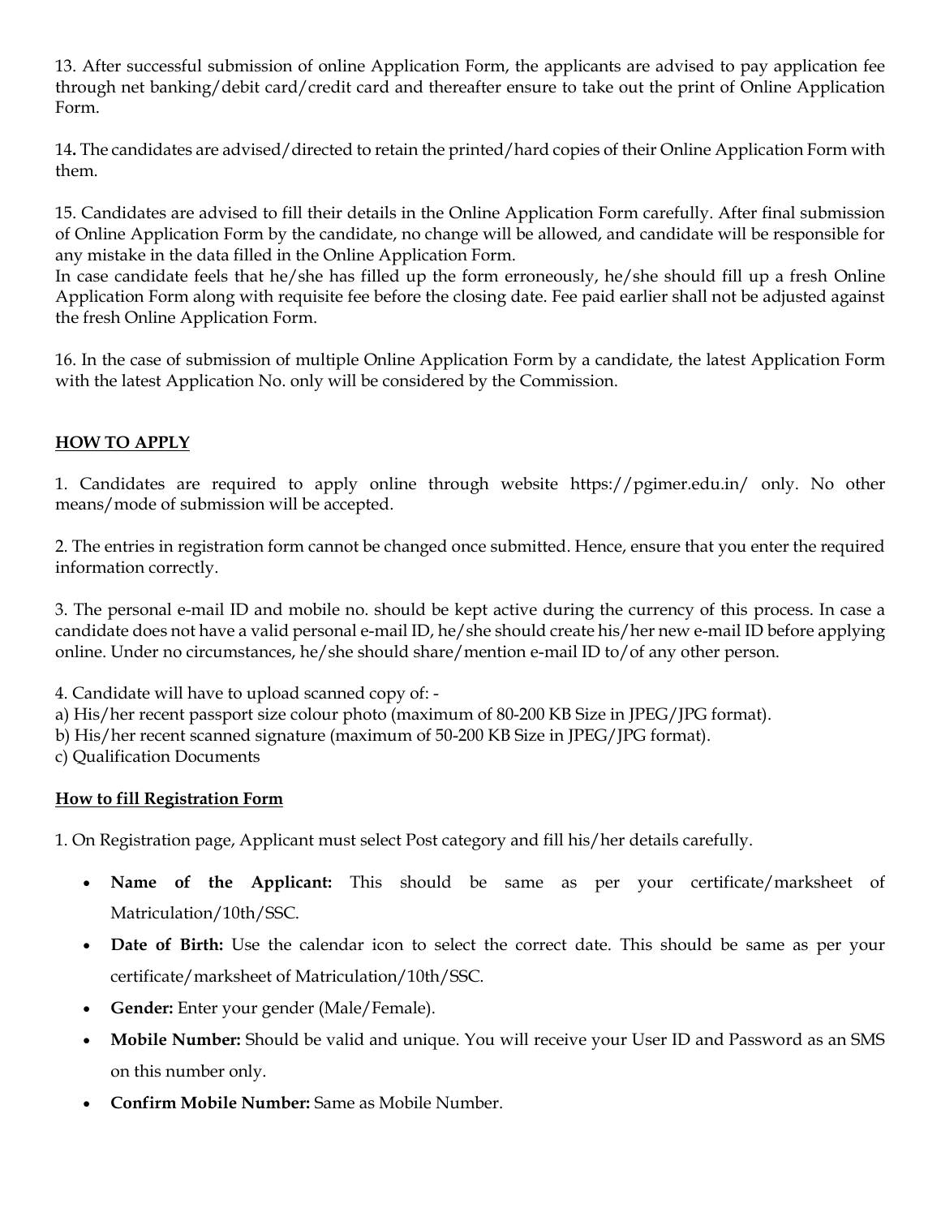13. After successful submission of online Application Form, the applicants are advised to pay application fee through net banking/debit card/credit card and thereafter ensure to take out the print of Online Application Form.

14**.** The candidates are advised/directed to retain the printed/hard copies of their Online Application Form with them.

15. Candidates are advised to fill their details in the Online Application Form carefully. After final submission of Online Application Form by the candidate, no change will be allowed, and candidate will be responsible for any mistake in the data filled in the Online Application Form.
In case candidate feels that he/she has filled up the form erroneously, he/she should fill up a fresh Online Application Form along with requisite fee before the closing date. Fee paid earlier shall not be adjusted against the fresh Online Application Form.

16. In the case of submission of multiple Online Application Form by a candidate, the latest Application Form with the latest Application No. only will be considered by the Commission.

## HOW TO APPLY

1. Candidates are required to apply online through website https://pgimer.edu.in/ only. No other means/mode of submission will be accepted.

2. The entries in registration form cannot be changed once submitted. Hence, ensure that you enter the required information correctly.

3. The personal e-mail ID and mobile no. should be kept active during the currency of this process. In case a candidate does not have a valid personal e-mail ID, he/she should create his/her new e-mail ID before applying online. Under no circumstances, he/she should share/mention e-mail ID to/of any other person.

4. Candidate will have to upload scanned copy of: -
a) His/her recent passport size colour photo (maximum of 80-200 KB Size in JPEG/JPG format).
b) His/her recent scanned signature (maximum of 50-200 KB Size in JPEG/JPG format).
c) Qualification Documents

### How to fill Registration Form

1. On Registration page, Applicant must select Post category and fill his/her details carefully.

- **Name of the Applicant:** This should be same as per your certificate/marksheet of Matriculation/10th/SSC.
- **Date of Birth:** Use the calendar icon to select the correct date. This should be same as per your certificate/marksheet of Matriculation/10th/SSC.
- **Gender:** Enter your gender (Male/Female).
- **Mobile Number:** Should be valid and unique. You will receive your User ID and Password as an SMS on this number only.
- **Confirm Mobile Number:** Same as Mobile Number.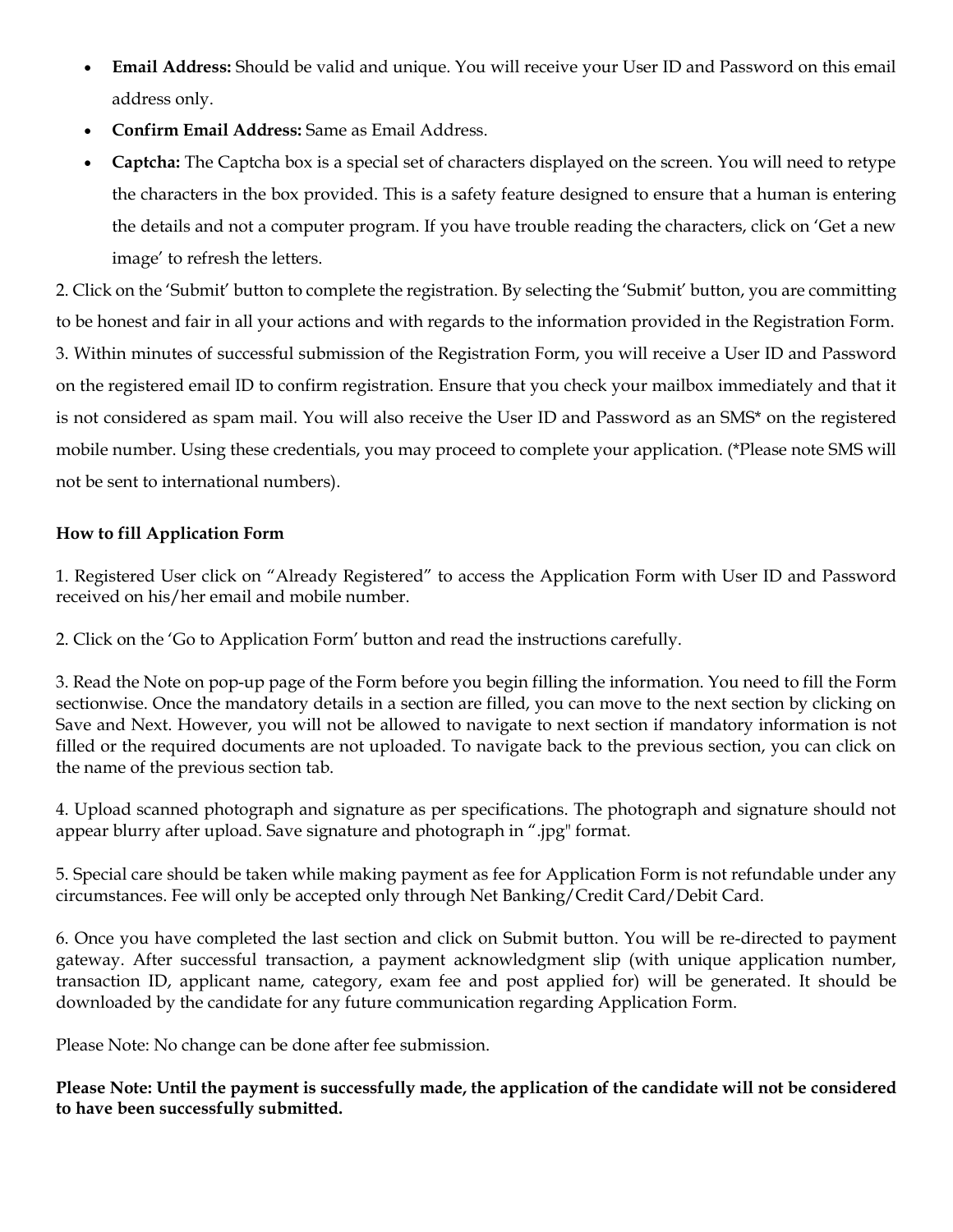- **Email Address:** Should be valid and unique. You will receive your User ID and Password on this email address only.
- **Confirm Email Address:** Same as Email Address.
- **Captcha:** The Captcha box is a special set of characters displayed on the screen. You will need to retype the characters in the box provided. This is a safety feature designed to ensure that a human is entering the details and not a computer program. If you have trouble reading the characters, click on 'Get a new image' to refresh the letters.

2. Click on the 'Submit' button to complete the registration. By selecting the 'Submit' button, you are committing to be honest and fair in all your actions and with regards to the information provided in the Registration Form.

3. Within minutes of successful submission of the Registration Form, you will receive a User ID and Password on the registered email ID to confirm registration. Ensure that you check your mailbox immediately and that it is not considered as spam mail. You will also receive the User ID and Password as an SMS* on the registered mobile number. Using these credentials, you may proceed to complete your application. (*Please note SMS will not be sent to international numbers).

**How to fill Application Form**

1. Registered User click on "Already Registered" to access the Application Form with User ID and Password received on his/her email and mobile number.

2. Click on the 'Go to Application Form' button and read the instructions carefully.

3. Read the Note on pop-up page of the Form before you begin filling the information. You need to fill the Form sectionwise. Once the mandatory details in a section are filled, you can move to the next section by clicking on Save and Next. However, you will not be allowed to navigate to next section if mandatory information is not filled or the required documents are not uploaded. To navigate back to the previous section, you can click on the name of the previous section tab.

4. Upload scanned photograph and signature as per specifications. The photograph and signature should not appear blurry after upload. Save signature and photograph in ".jpg" format.

5. Special care should be taken while making payment as fee for Application Form is not refundable under any circumstances. Fee will only be accepted only through Net Banking/Credit Card/Debit Card.

6. Once you have completed the last section and click on Submit button. You will be re-directed to payment gateway. After successful transaction, a payment acknowledgment slip (with unique application number, transaction ID, applicant name, category, exam fee and post applied for) will be generated. It should be downloaded by the candidate for any future communication regarding Application Form.

Please Note: No change can be done after fee submission.

**Please Note: Until the payment is successfully made, the application of the candidate will not be considered to have been successfully submitted.**